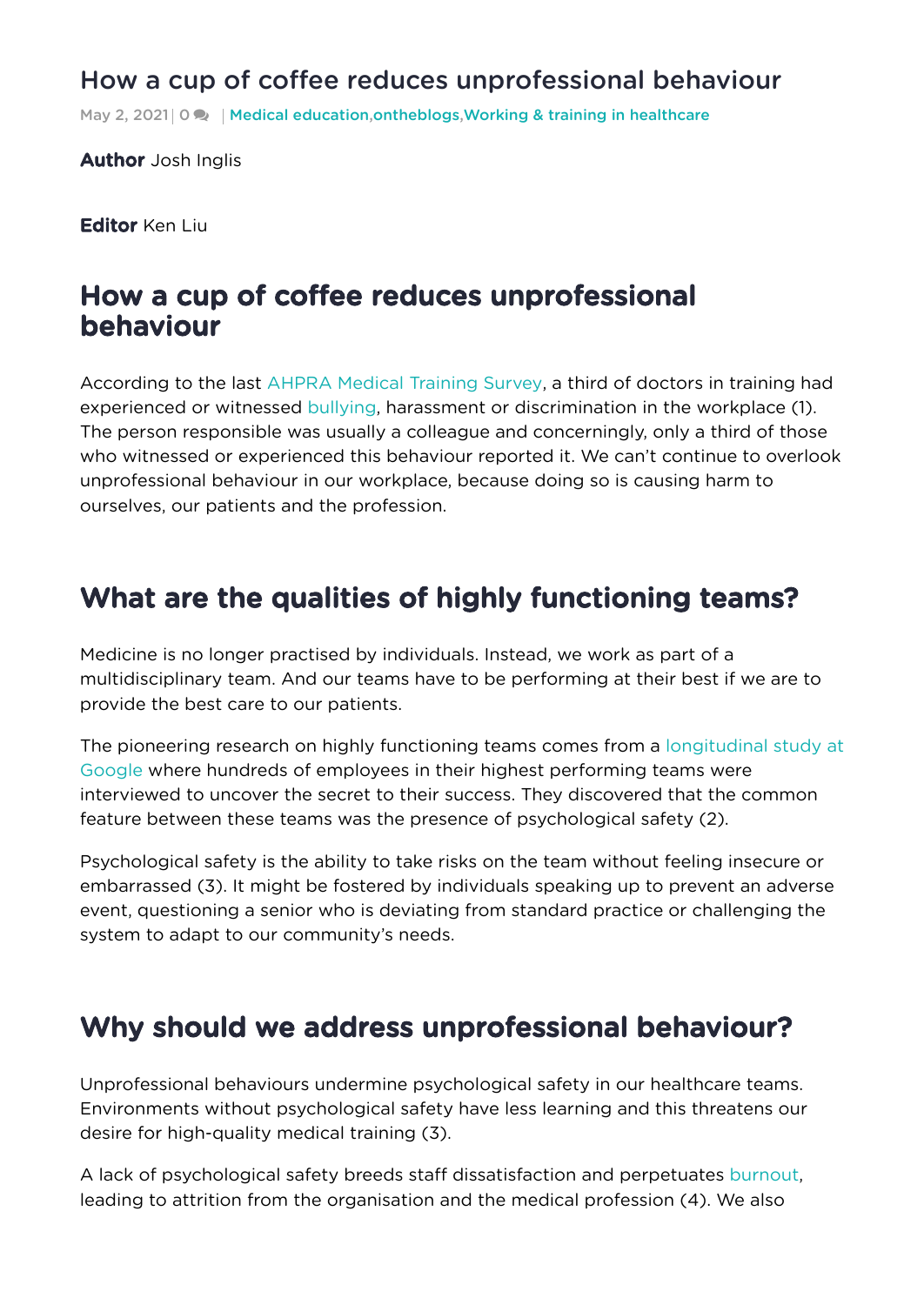# How a cup of coffee reduces unprofessional behaviour

May 2, 2021 | 0 | Medical education,ontheblogs,Working & training in healthcare

**Author** Josh Inglis

**Editor** Ken Liu

## How a cup of coffee reduces unprofessional behaviour

According to the last AHPRA Medical Training Survey, a third of doctors in training had experienced or witnessed bullying, harassment or discrimination in the workplace (1). The person responsible was usually a colleague and concerningly, only a third of those who witnessed or experienced this behaviour reported it. We can't continue to overlook unprofessional behaviour in our workplace, because doing so is causing harm to ourselves, our patients and the profession.

## What are the qualities of highly functioning teams?

Medicine is no longer practised by individuals. Instead, we work as part of a multidisciplinary team. And our teams have to be performing at their best if we are to provide the best care to our patients.

The pioneering research on highly functioning teams comes from a longitudinal study at Google where hundreds of employees in their highest performing teams were interviewed to uncover the secret to their success. They discovered that the common feature between these teams was the presence of psychological safety (2).

Psychological safety is the ability to take risks on the team without feeling insecure or embarrassed (3). It might be fostered by individuals speaking up to prevent an adverse event, questioning a senior who is deviating from standard practice or challenging the system to adapt to our community's needs.

## Why should we address unprofessional behaviour?

Unprofessional behaviours undermine psychological safety in our healthcare teams. Environments without psychological safety have less learning and this threatens our desire for high-quality medical training (3).

A lack of psychological safety breeds staff dissatisfaction and perpetuates burnout, leading to attrition from the organisation and the medical profession (4). We also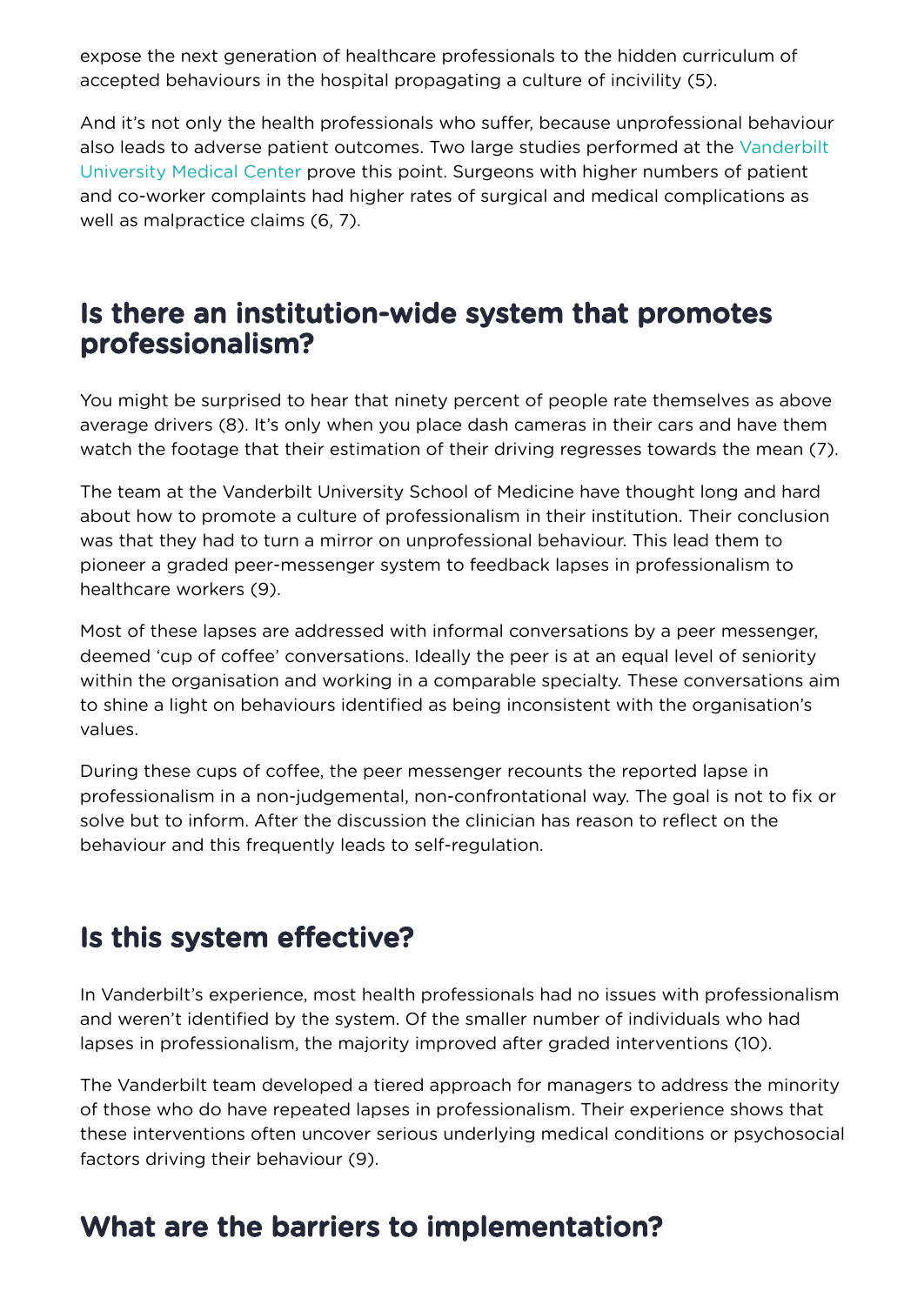expose the next generation of healthcare professionals to the hidden curriculum of accepted behaviours in the hospital propagating a culture of incivility (5).

And it's not only the health professionals who suffer, because unprofessional behaviour also leads to adverse patient outcomes. Two large studies performed at the Vanderbilt University Medical Center prove this point. Surgeons with higher numbers of patient and co-worker complaints had higher rates of surgical and medical complications as well as malpractice claims (6, 7).

## Is there an institution-wide system that promotes professionalism?

You might be surprised to hear that ninety percent of people rate themselves as above average drivers (8). It's only when you place dash cameras in their cars and have them watch the footage that their estimation of their driving regresses towards the mean (7).

The team at the Vanderbilt University School of Medicine have thought long and hard about how to promote a culture of professionalism in their institution. Their conclusion was that they had to turn a mirror on unprofessional behaviour. This lead them to pioneer a graded peer-messenger system to feedback lapses in professionalism to healthcare workers (9).

Most of these lapses are addressed with informal conversations by a peer messenger, deemed 'cup of coffee' conversations. Ideally the peer is at an equal level of seniority within the organisation and working in a comparable specialty. These conversations aim to shine a light on behaviours identified as being inconsistent with the organisation's values.

During these cups of coffee, the peer messenger recounts the reported lapse in professionalism in a non-judgemental, non-confrontational way. The goal is not to fix or solve but to inform. After the discussion the clinician has reason to reflect on the behaviour and this frequently leads to self-regulation.

## Is this system effective?

In Vanderbilt's experience, most health professionals had no issues with professionalism and weren't identified by the system. Of the smaller number of individuals who had lapses in professionalism, the majority improved after graded interventions (10).

The Vanderbilt team developed a tiered approach for managers to address the minority of those who do have repeated lapses in professionalism. Their experience shows that these interventions often uncover serious underlying medical conditions or psychosocial factors driving their behaviour (9).

## What are the barriers to implementation?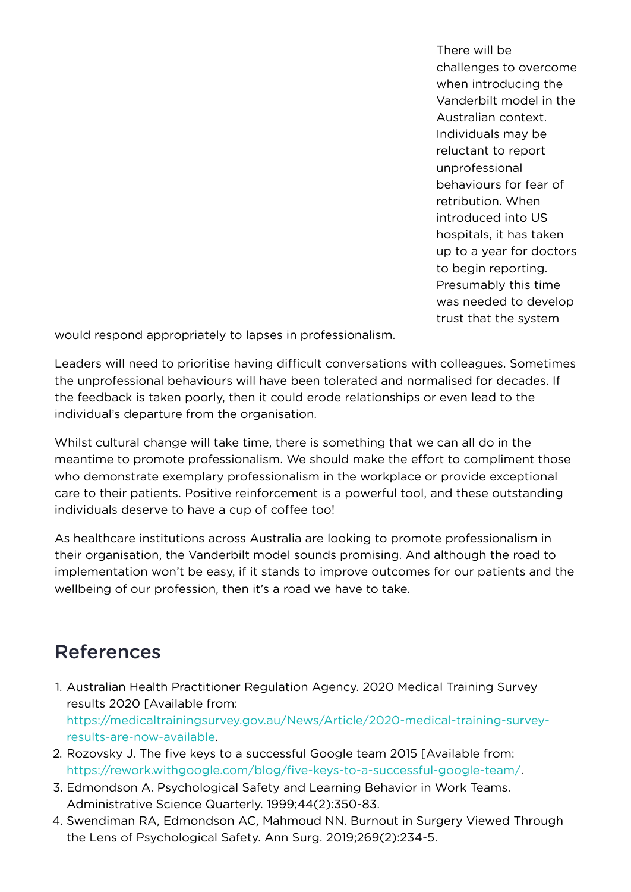There will be challenges to overcome when introducing the Vanderbilt model in the Australian context. Individuals may be reluctant to report unprofessional behaviours for fear of retribution. When introduced into US hospitals, it has taken up to a year for doctors to begin reporting. Presumably this time was needed to develop trust that the system would respond appropriately to lapses in professionalism.

Leaders will need to prioritise having difficult conversations with colleagues. Sometimes the unprofessional behaviours will have been tolerated and normalised for decades. If the feedback is taken poorly, then it could erode relationships or even lead to the individual's departure from the organisation.

Whilst cultural change will take time, there is something that we can all do in the meantime to promote professionalism. We should make the effort to compliment those who demonstrate exemplary professionalism in the workplace or provide exceptional care to their patients. Positive reinforcement is a powerful tool, and these outstanding individuals deserve to have a cup of coffee too!

As healthcare institutions across Australia are looking to promote professionalism in their organisation, the Vanderbilt model sounds promising. And although the road to implementation won't be easy, if it stands to improve outcomes for our patients and the wellbeing of our profession, then it's a road we have to take.

## References

1. Australian Health Practitioner Regulation Agency. 2020 Medical Training Survey results 2020 [Available from: https://medicaltrainingsurvey.gov.au/News/Article/2020-medical-training-survey-results-are-now-available.
2. Rozovsky J. The five keys to a successful Google team 2015 [Available from: https://rework.withgoogle.com/blog/five-keys-to-a-successful-google-team/.
3. Edmondson A. Psychological Safety and Learning Behavior in Work Teams. Administrative Science Quarterly. 1999;44(2):350-83.
4. Swendiman RA, Edmondson AC, Mahmoud NN. Burnout in Surgery Viewed Through the Lens of Psychological Safety. Ann Surg. 2019;269(2):234-5.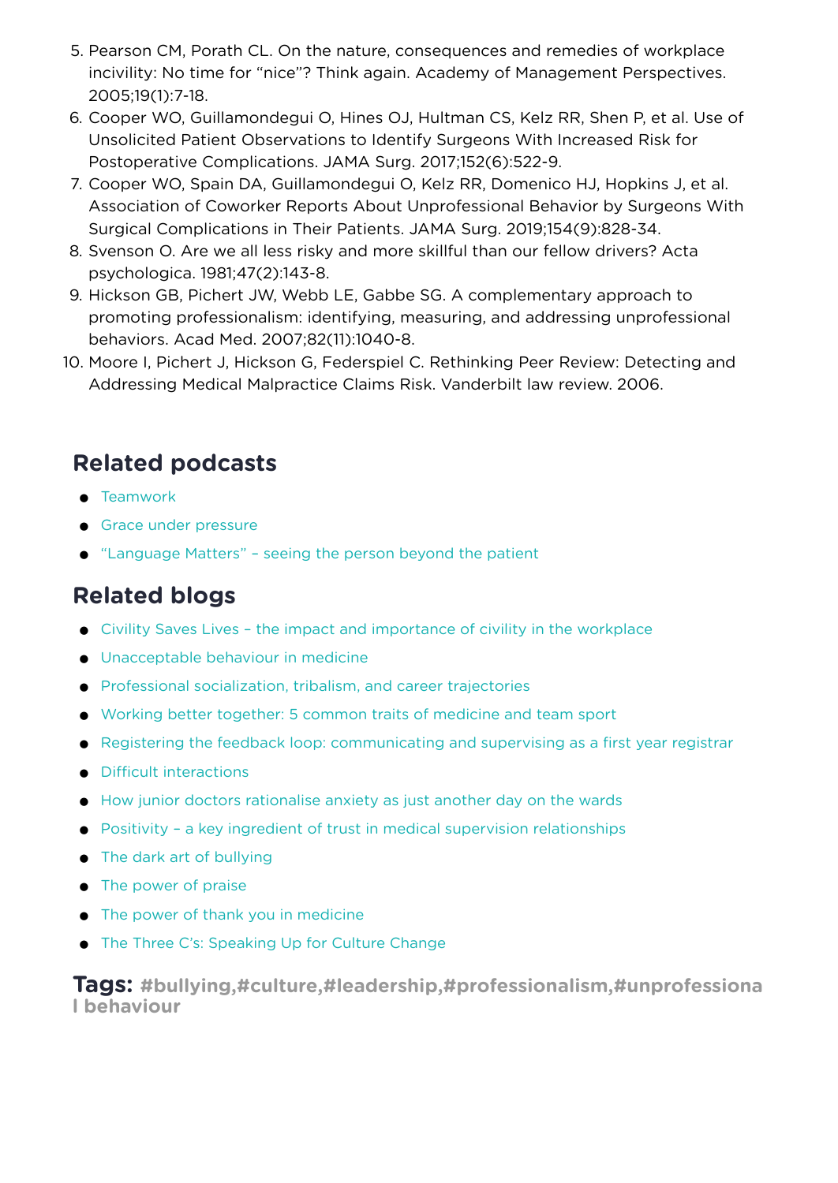5. Pearson CM, Porath CL. On the nature, consequences and remedies of workplace incivility: No time for "nice"? Think again. Academy of Management Perspectives. 2005;19(1):7-18.
6. Cooper WO, Guillamondegui O, Hines OJ, Hultman CS, Kelz RR, Shen P, et al. Use of Unsolicited Patient Observations to Identify Surgeons With Increased Risk for Postoperative Complications. JAMA Surg. 2017;152(6):522-9.
7. Cooper WO, Spain DA, Guillamondegui O, Kelz RR, Domenico HJ, Hopkins J, et al. Association of Coworker Reports About Unprofessional Behavior by Surgeons With Surgical Complications in Their Patients. JAMA Surg. 2019;154(9):828-34.
8. Svenson O. Are we all less risky and more skillful than our fellow drivers? Acta psychologica. 1981;47(2):143-8.
9. Hickson GB, Pichert JW, Webb LE, Gabbe SG. A complementary approach to promoting professionalism: identifying, measuring, and addressing unprofessional behaviors. Acad Med. 2007;82(11):1040-8.
10. Moore I, Pichert J, Hickson G, Federspiel C. Rethinking Peer Review: Detecting and Addressing Medical Malpractice Claims Risk. Vanderbilt law review. 2006.

## Related podcasts

- Teamwork
- Grace under pressure
- "Language Matters" – seeing the person beyond the patient

## Related blogs

- Civility Saves Lives – the impact and importance of civility in the workplace
- Unacceptable behaviour in medicine
- Professional socialization, tribalism, and career trajectories
- Working better together: 5 common traits of medicine and team sport
- Registering the feedback loop: communicating and supervising as a first year registrar
- Difficult interactions
- How junior doctors rationalise anxiety as just another day on the wards
- Positivity – a key ingredient of trust in medical supervision relationships
- The dark art of bullying
- The power of praise
- The power of thank you in medicine
- The Three C's: Speaking Up for Culture Change

**Tags:** **#bullying,#culture,#leadership,#professionalism,#unprofessional behaviour**